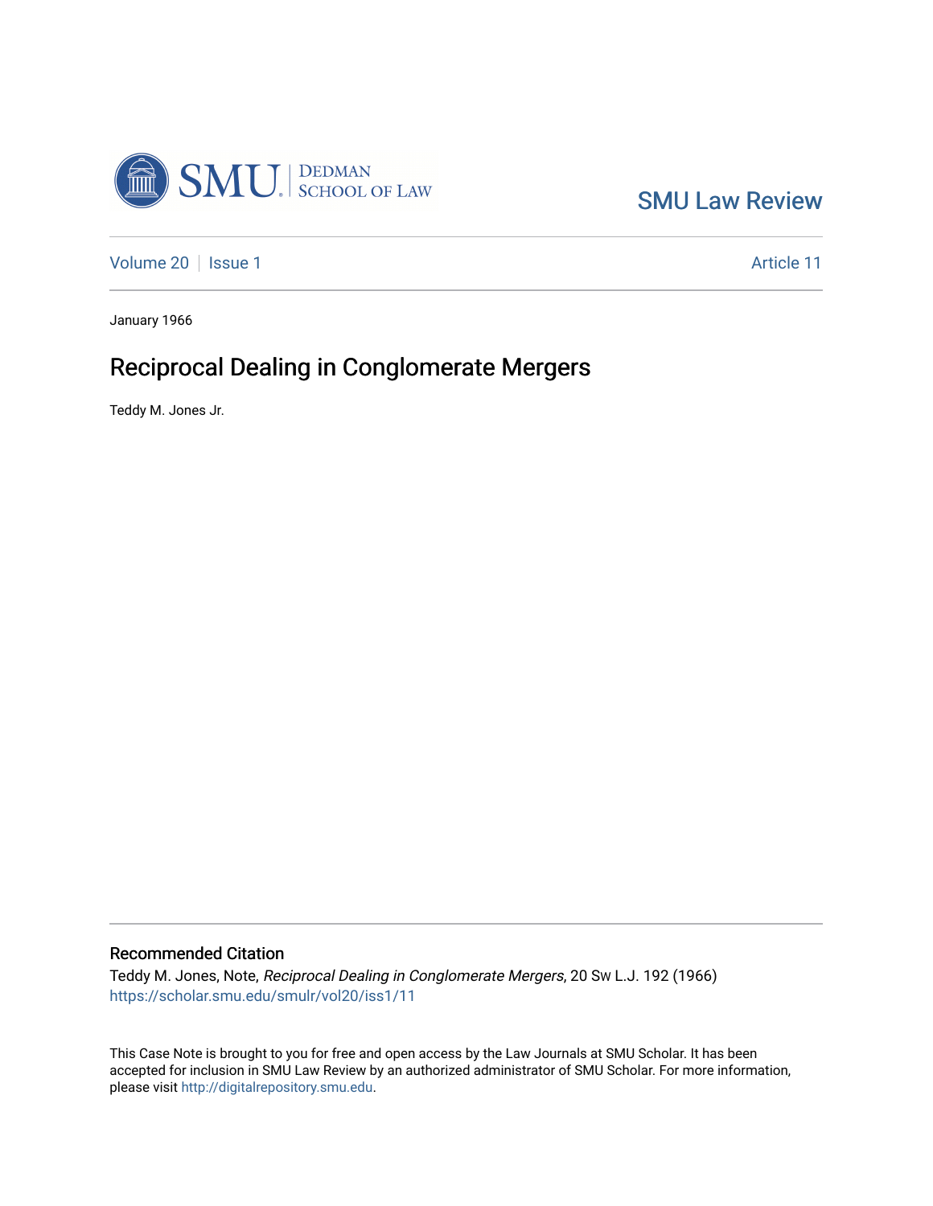SMU Law Review

Volume 20 | Issue 1 | Article 11

January 1966

# Reciprocal Dealing in Conglomerate Mergers

Teddy M. Jones Jr.

## Recommended Citation

Teddy M. Jones, Note, *Reciprocal Dealing in Conglomerate Mergers*, 20 Sw L.J. 192 (1966)
https://scholar.smu.edu/smulr/vol20/iss1/11

This Case Note is brought to you for free and open access by the Law Journals at SMU Scholar. It has been accepted for inclusion in SMU Law Review by an authorized administrator of SMU Scholar. For more information, please visit http://digitalrepository.smu.edu.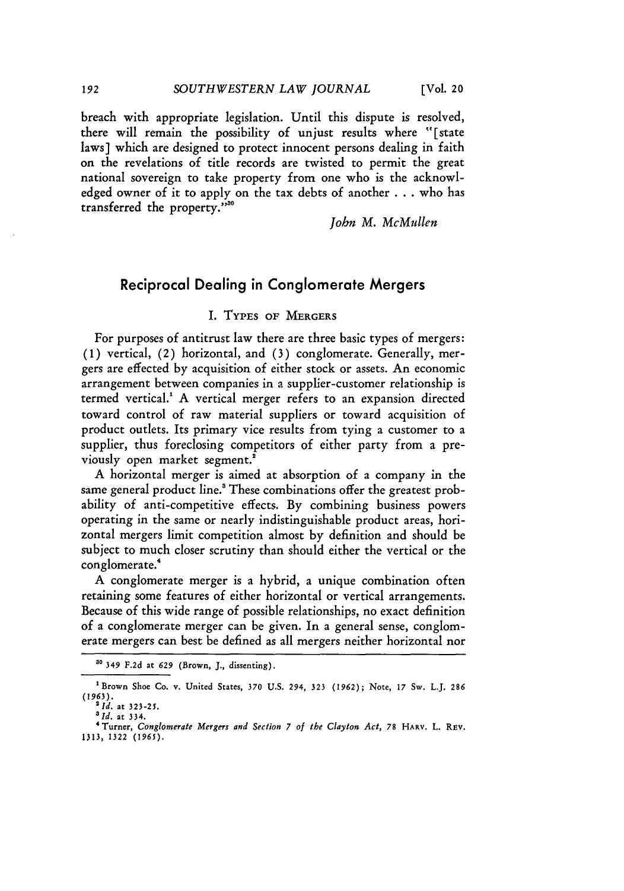breach with appropriate legislation. Until this dispute is resolved, there will remain the possibility of unjust results where "[state laws] which are designed to protect innocent persons dealing in faith on the revelations of title records are twisted to permit the great national sovereign to take property from one who is the acknowledged owner of it to apply on the tax debts of another . . . who has transferred the property."[30]

*John M. McMullen*

## Reciprocal Dealing in Conglomerate Mergers

### I. Types of Mergers

For purposes of antitrust law there are three basic types of mergers: (1) vertical, (2) horizontal, and (3) conglomerate. Generally, mergers are effected by acquisition of either stock or assets. An economic arrangement between companies in a supplier-customer relationship is termed vertical.[1] A vertical merger refers to an expansion directed toward control of raw material suppliers or toward acquisition of product outlets. Its primary vice results from tying a customer to a supplier, thus foreclosing competitors of either party from a previously open market segment.[2]

A horizontal merger is aimed at absorption of a company in the same general product line.[3] These combinations offer the greatest probability of anti-competitive effects. By combining business powers operating in the same or nearly indistinguishable product areas, horizontal mergers limit competition almost by definition and should be subject to much closer scrutiny than should either the vertical or the conglomerate.[4]

A conglomerate merger is a hybrid, a unique combination often retaining some features of either horizontal or vertical arrangements. Because of this wide range of possible relationships, no exact definition of a conglomerate merger can be given. In a general sense, conglomerate mergers can best be defined as all mergers neither horizontal nor

---

[30] 349 F.2d at 629 (Brown, J., dissenting).

[1] Brown Shoe Co. v. United States, 370 U.S. 294, 323 (1962); Note, 17 Sw. L.J. 286 (1963).

[2] *Id.* at 323-25.

[3] *Id.* at 334.

[4] Turner, *Conglomerate Mergers and Section 7 of the Clayton Act*, 78 Harv. L. Rev. 1313, 1322 (1965).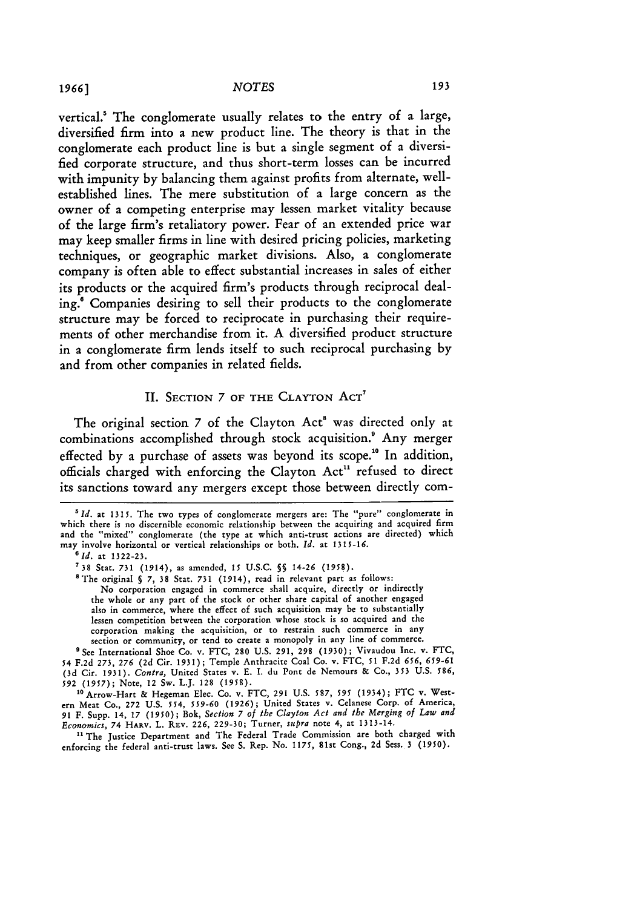vertical.[5] The conglomerate usually relates to the entry of a large, diversified firm into a new product line. The theory is that in the conglomerate each product line is but a single segment of a diversified corporate structure, and thus short-term losses can be incurred with impunity by balancing them against profits from alternate, well-established lines. The mere substitution of a large concern as the owner of a competing enterprise may lessen market vitality because of the large firm's retaliatory power. Fear of an extended price war may keep smaller firms in line with desired pricing policies, marketing techniques, or geographic market divisions. Also, a conglomerate company is often able to effect substantial increases in sales of either its products or the acquired firm's products through reciprocal dealing.[6] Companies desiring to sell their products to the conglomerate structure may be forced to reciprocate in purchasing their requirements of other merchandise from it. A diversified product structure in a conglomerate firm lends itself to such reciprocal purchasing by and from other companies in related fields.

## II. Section 7 of the Clayton Act[7]

The original section 7 of the Clayton Act[8] was directed only at combinations accomplished through stock acquisition.[9] Any merger effected by a purchase of assets was beyond its scope.[10] In addition, officials charged with enforcing the Clayton Act[11] refused to direct its sanctions toward any mergers except those between directly com-

---

[5] *Id.* at 1315. The two types of conglomerate mergers are: The "pure" conglomerate in which there is no discernible economic relationship between the acquiring and acquired firm and the "mixed" conglomerate (the type at which anti-trust actions are directed) which may involve horizontal or vertical relationships or both. *Id.* at 1315-16.

[6] *Id.* at 1322-23.

[7] 38 Stat. 731 (1914), as amended, 15 U.S.C. §§ 14-26 (1958).

[8] The original § 7, 38 Stat. 731 (1914), read in relevant part as follows:

> No corporation engaged in commerce shall acquire, directly or indirectly the whole or any part of the stock or other share capital of another engaged also in commerce, where the effect of such acquisition may be to substantially lessen competition between the corporation whose stock is so acquired and the corporation making the acquisition, or to restrain such commerce in any section or community, or tend to create a monopoly in any line of commerce.

[9] See International Shoe Co. v. FTC, 280 U.S. 291, 298 (1930); Vivaudou Inc. v. FTC, 54 F.2d 273, 276 (2d Cir. 1931); Temple Anthracite Coal Co. v. FTC, 51 F.2d 656, 659-61 (3d Cir. 1931). *Contra,* United States v. E. I. du Pont de Nemours & Co., 353 U.S. 586, 592 (1957); Note, 12 Sw. L.J. 128 (1958).

[10] Arrow-Hart & Hegeman Elec. Co. v. FTC, 291 U.S. 587, 595 (1934); FTC v. Western Meat Co., 272 U.S. 554, 559-60 (1926); United States v. Celanese Corp. of America, 91 F. Supp. 14, 17 (1950); Bok, *Section 7 of the Clayton Act and the Merging of Law and Economics,* 74 Harv. L. Rev. 226, 229-30; Turner, *supra* note 4, at 1313-14.

[11] The Justice Department and The Federal Trade Commission are both charged with enforcing the federal anti-trust laws. See S. Rep. No. 1175, 81st Cong., 2d Sess. 3 (1950).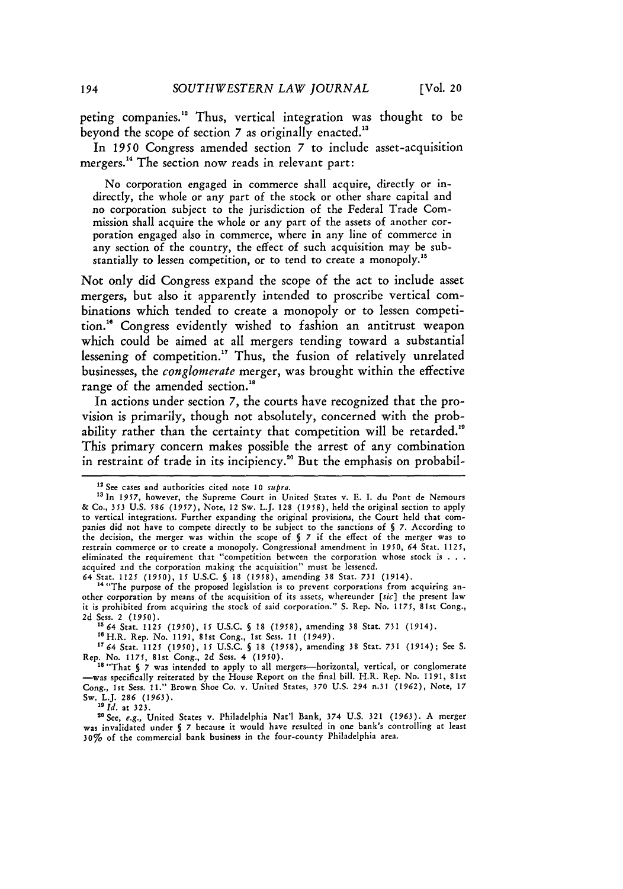peting companies.[12] Thus, vertical integration was thought to be beyond the scope of section 7 as originally enacted.[13]

In 1950 Congress amended section 7 to include asset-acquisition mergers.[14] The section now reads in relevant part:

> No corporation engaged in commerce shall acquire, directly or indirectly, the whole or any part of the stock or other share capital and no corporation subject to the jurisdiction of the Federal Trade Commission shall acquire the whole or any part of the assets of another corporation engaged also in commerce, where in any line of commerce in any section of the country, the effect of such acquisition may be substantially to lessen competition, or to tend to create a monopoly.[15]

Not only did Congress expand the scope of the act to include asset mergers, but also it apparently intended to proscribe vertical combinations which tended to create a monopoly or to lessen competition.[16] Congress evidently wished to fashion an antitrust weapon which could be aimed at all mergers tending toward a substantial lessening of competition.[17] Thus, the fusion of relatively unrelated businesses, the *conglomerate* merger, was brought within the effective range of the amended section.[18]

In actions under section 7, the courts have recognized that the provision is primarily, though not absolutely, concerned with the probability rather than the certainty that competition will be retarded.[19] This primary concern makes possible the arrest of any combination in restraint of trade in its incipiency.[20] But the emphasis on probabil-

---

[12] See cases and authorities cited note 10 *supra*.

[13] In 1957, however, the Supreme Court in United States v. E. I. du Pont de Nemours & Co., 353 U.S. 586 (1957), Note, 12 Sw. L.J. 128 (1958), held the original section to apply to vertical integrations. Further expanding the original provisions, the Court held that companies did not have to compete directly to be subject to the sanctions of § 7. According to the decision, the merger was within the scope of § 7 if the effect of the merger was to restrain commerce or to create a monopoly. Congressional amendment in 1950, 64 Stat. 1125, eliminated the requirement that "competition between the corporation whose stock is . . . acquired and the corporation making the acquisition" must be lessened. 64 Stat. 1125 (1950), 15 U.S.C. § 18 (1958), amending 38 Stat. 731 (1914).

[14] "The purpose of the proposed legislation is to prevent corporations from acquiring another corporation by means of the acquisition of its assets, whereunder [*sic*] the present law it is prohibited from acquiring the stock of said corporation." S. Rep. No. 1175, 81st Cong., 2d Sess. 2 (1950).

[15] 64 Stat. 1125 (1950), 15 U.S.C. § 18 (1958), amending 38 Stat. 731 (1914).

[16] H.R. Rep. No. 1191, 81st Cong., 1st Sess. 11 (1949).

[17] 64 Stat. 1125 (1950), 15 U.S.C. § 18 (1958), amending 38 Stat. 731 (1914); See S. Rep. No. 1175, 81st Cong., 2d Sess. 4 (1950).

[18] "That § 7 was intended to apply to all mergers—horizontal, vertical, or conglomerate—was specifically reiterated by the House Report on the final bill. H.R. Rep. No. 1191, 81st Cong., 1st Sess. 11." Brown Shoe Co. v. United States, 370 U.S. 294 n.31 (1962), Note, 17 Sw. L.J. 286 (1963).

[19] *Id.* at 323.

[20] See, *e.g.*, United States v. Philadelphia Nat'l Bank, 374 U.S. 321 (1963). A merger was invalidated under § 7 because it would have resulted in one bank's controlling at least 30% of the commercial bank business in the four-county Philadelphia area.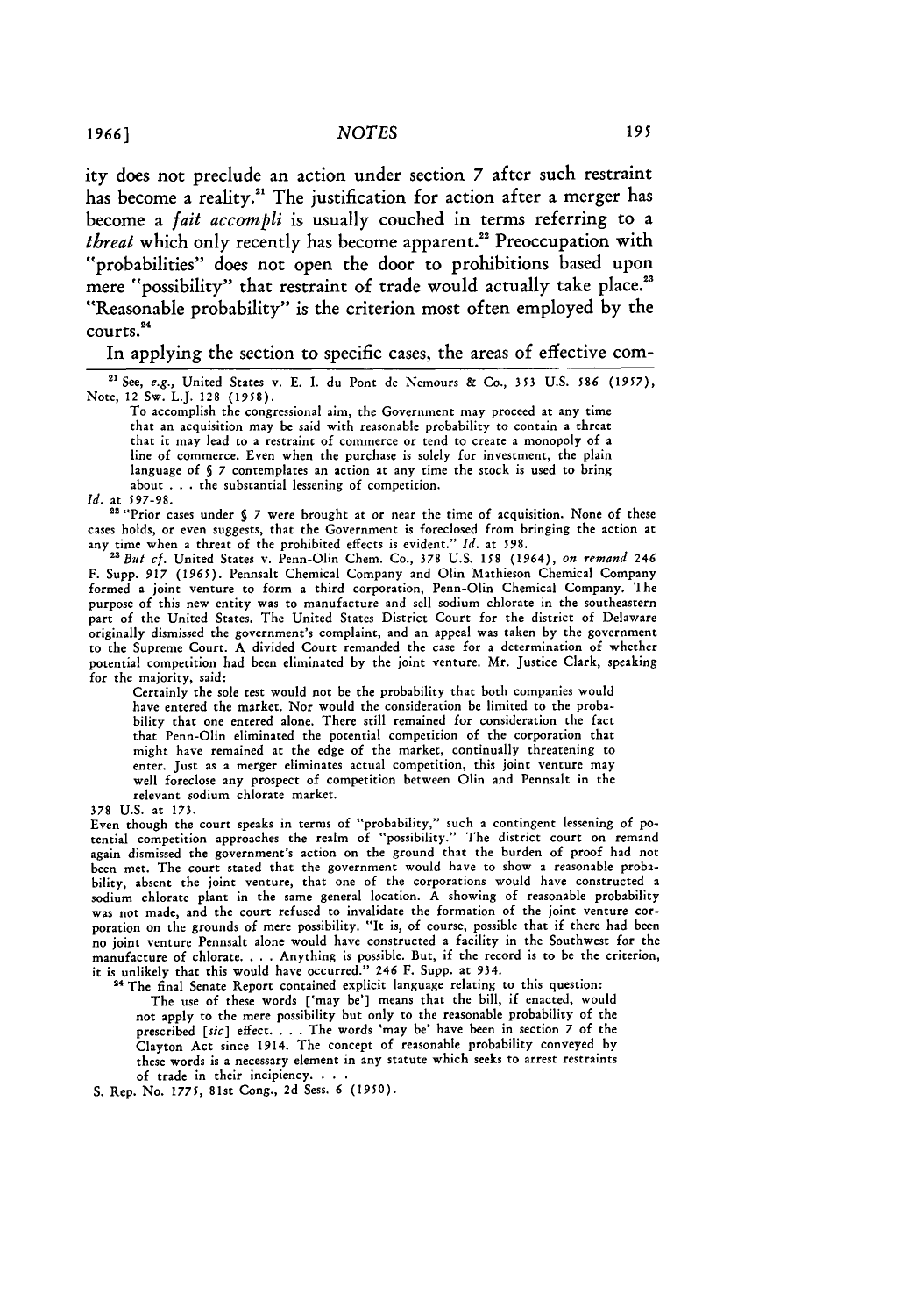ity does not preclude an action under section 7 after such restraint has become a reality.[21] The justification for action after a merger has become a *fait accompli* is usually couched in terms referring to a *threat* which only recently has become apparent.[22] Preoccupation with "probabilities" does not open the door to prohibitions based upon mere "possibility" that restraint of trade would actually take place.[23] "Reasonable probability" is the criterion most often employed by the courts.[24]

In applying the section to specific cases, the areas of effective com-

---

[21] See, *e.g.*, United States v. E. I. du Pont de Nemours & Co., 353 U.S. 586 (1957), Note, 12 Sw. L.J. 128 (1958).

> To accomplish the congressional aim, the Government may proceed at any time that an acquisition may be said with reasonable probability to contain a threat that it may lead to a restraint of commerce or tend to create a monopoly of a line of commerce. Even when the purchase is solely for investment, the plain language of § 7 contemplates an action at any time the stock is used to bring about . . . the substantial lessening of competition.

*Id.* at 597-98.

[22] "Prior cases under § 7 were brought at or near the time of acquisition. None of these cases holds, or even suggests, that the Government is foreclosed from bringing the action at any time when a threat of the prohibited effects is evident." *Id.* at 598.

[23] *But cf.* United States v. Penn-Olin Chem. Co., 378 U.S. 158 (1964), *on remand* 246 F. Supp. 917 (1965). Pennsalt Chemical Company and Olin Mathieson Chemical Company formed a joint venture to form a third corporation, Penn-Olin Chemical Company. The purpose of this new entity was to manufacture and sell sodium chlorate in the southeastern part of the United States. The United States District Court for the district of Delaware originally dismissed the government's complaint, and an appeal was taken by the government to the Supreme Court. A divided Court remanded the case for a determination of whether potential competition had been eliminated by the joint venture. Mr. Justice Clark, speaking for the majority, said:

> Certainly the sole test would not be the probability that both companies would have entered the market. Nor would the consideration be limited to the probability that one entered alone. There still remained for consideration the fact that Penn-Olin eliminated the potential competition of the corporation that might have remained at the edge of the market, continually threatening to enter. Just as a merger eliminates actual competition, this joint venture may well foreclose any prospect of competition between Olin and Pennsalt in the relevant sodium chlorate market.

378 U.S. at 173.

Even though the court speaks in terms of "probability," such a contingent lessening of potential competition approaches the realm of "possibility." The district court on remand again dismissed the government's action on the ground that the burden of proof had not been met. The court stated that the government would have to show a reasonable probability, absent the joint venture, that one of the corporations would have constructed a sodium chlorate plant in the same general location. A showing of reasonable probability was not made, and the court refused to invalidate the formation of the joint venture corporation on the grounds of mere possibility. "It is, of course, possible that if there had been no joint venture Pennsalt alone would have constructed a facility in the Southwest for the manufacture of chlorate. . . . Anything is possible. But, if the record is to be the criterion, it is unlikely that this would have occurred." 246 F. Supp. at 934.

[24] The final Senate Report contained explicit language relating to this question:

> The use of these words ['may be'] means that the bill, if enacted, would not apply to the mere possibility but only to the reasonable probability of the prescribed [*sic*] effect. . . . The words 'may be' have been in section 7 of the Clayton Act since 1914. The concept of reasonable probability conveyed by these words is a necessary element in any statute which seeks to arrest restraints of trade in their incipiency. . . .

S. Rep. No. 1775, 81st Cong., 2d Sess. 6 (1950).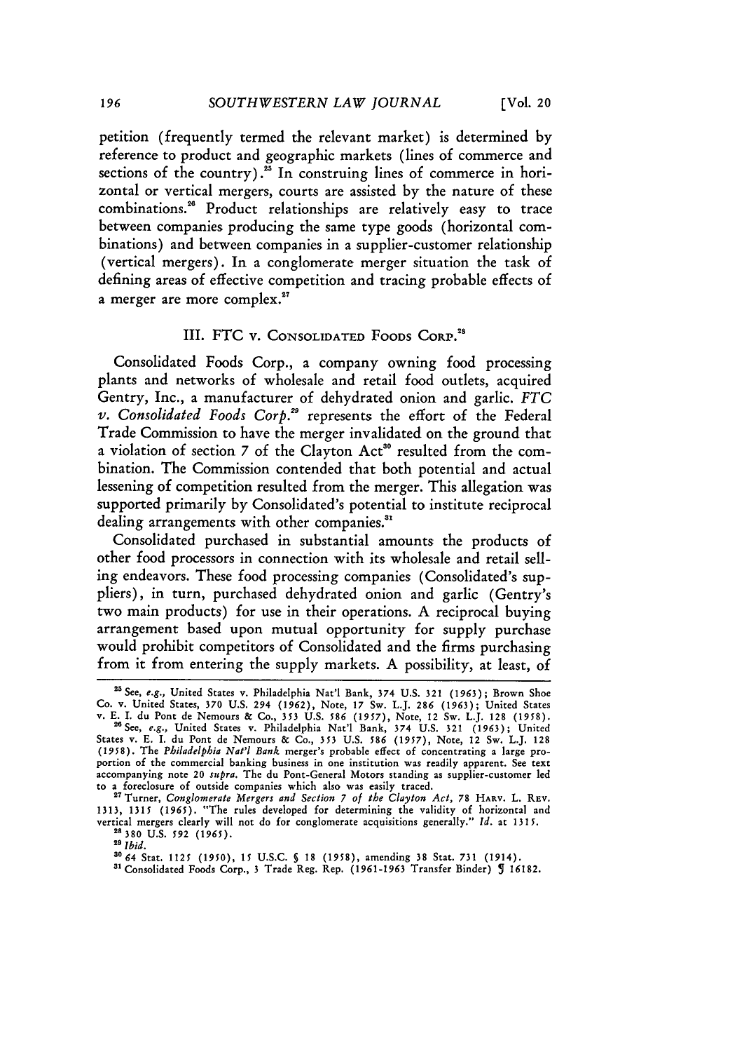petition (frequently termed the relevant market) is determined by reference to product and geographic markets (lines of commerce and sections of the country).[25] In construing lines of commerce in horizontal or vertical mergers, courts are assisted by the nature of these combinations.[26] Product relationships are relatively easy to trace between companies producing the same type goods (horizontal combinations) and between companies in a supplier-customer relationship (vertical mergers). In a conglomerate merger situation the task of defining areas of effective competition and tracing probable effects of a merger are more complex.[27]

### III. FTC v. Consolidated Foods Corp.[28]

Consolidated Foods Corp., a company owning food processing plants and networks of wholesale and retail food outlets, acquired Gentry, Inc., a manufacturer of dehydrated onion and garlic. *FTC v. Consolidated Foods Corp.*[29] represents the effort of the Federal Trade Commission to have the merger invalidated on the ground that a violation of section 7 of the Clayton Act[30] resulted from the combination. The Commission contended that both potential and actual lessening of competition resulted from the merger. This allegation was supported primarily by Consolidated's potential to institute reciprocal dealing arrangements with other companies.[31]

Consolidated purchased in substantial amounts the products of other food processors in connection with its wholesale and retail selling endeavors. These food processing companies (Consolidated's suppliers), in turn, purchased dehydrated onion and garlic (Gentry's two main products) for use in their operations. A reciprocal buying arrangement based upon mutual opportunity for supply purchase would prohibit competitors of Consolidated and the firms purchasing from it from entering the supply markets. A possibility, at least, of

---

[25] See, *e.g.*, United States v. Philadelphia Nat'l Bank, 374 U.S. 321 (1963); Brown Shoe Co. v. United States, 370 U.S. 294 (1962), Note, 17 Sw. L.J. 286 (1963); United States v. E. I. du Pont de Nemours & Co., 353 U.S. 586 (1957), Note, 12 Sw. L.J. 128 (1958).

[26] See, *e.g.*, United States v. Philadelphia Nat'l Bank, 374 U.S. 321 (1963); United States v. E. I. du Pont de Nemours & Co., 353 U.S. 586 (1957), Note, 12 Sw. L.J. 128 (1958). The *Philadelphia Nat'l Bank* merger's probable effect of concentrating a large proportion of the commercial banking business in one institution was readily apparent. See text accompanying note 20 *supra*. The du Pont-General Motors standing as supplier-customer led to a foreclosure of outside companies which also was easily traced.

[27] Turner, *Conglomerate Mergers and Section 7 of the Clayton Act*, 78 Harv. L. Rev. 1313, 1315 (1965). "The rules developed for determining the validity of horizontal and vertical mergers clearly will not do for conglomerate acquisitions generally." *Id.* at 1315.

[28] 380 U.S. 592 (1965).

[29] *Ibid.*

[30] 64 Stat. 1125 (1950), 15 U.S.C. § 18 (1958), amending 38 Stat. 731 (1914).

[31] Consolidated Foods Corp., 3 Trade Reg. Rep. (1961-1963 Transfer Binder) ¶ 16182.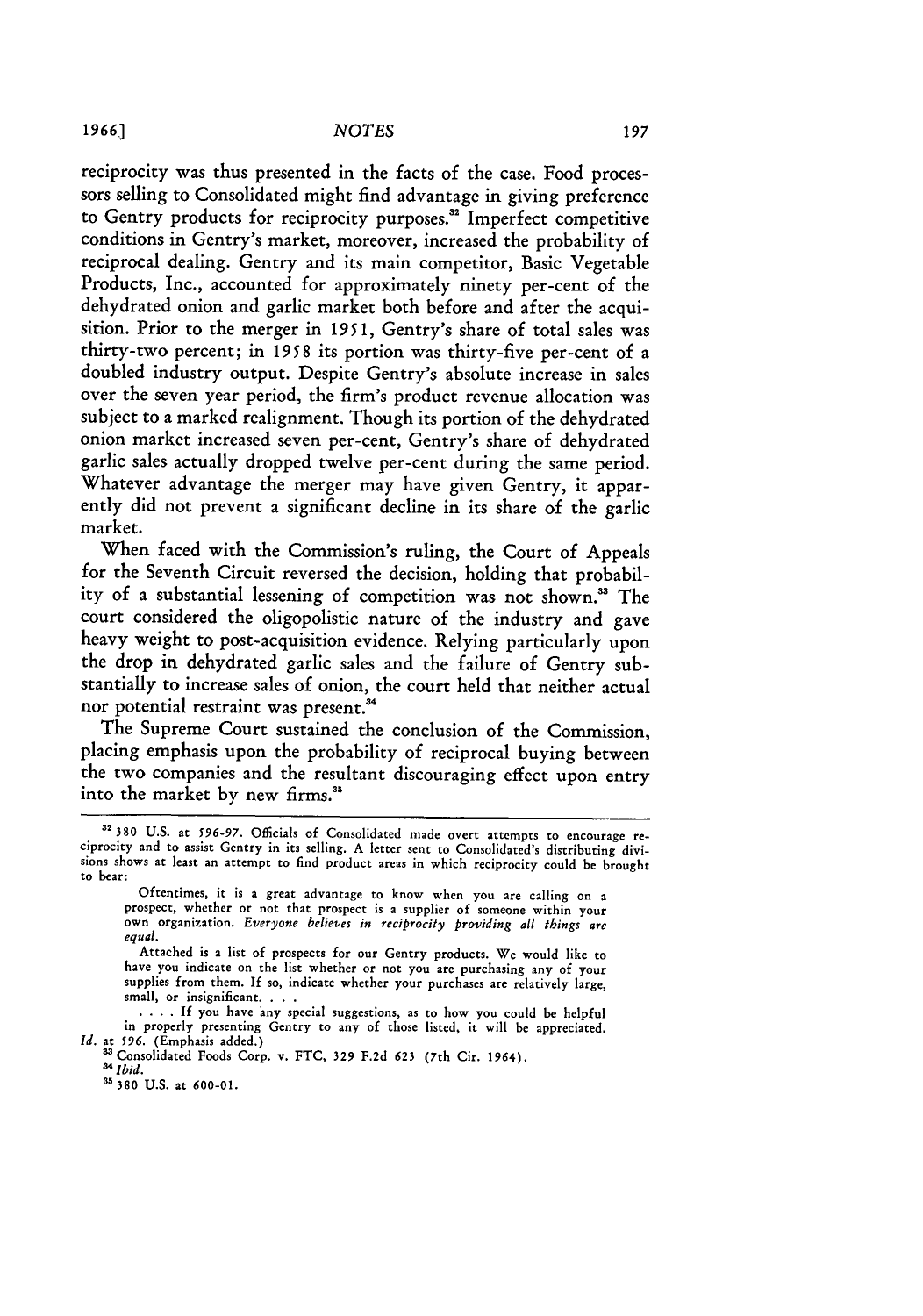reciprocity was thus presented in the facts of the case. Food processors selling to Consolidated might find advantage in giving preference to Gentry products for reciprocity purposes.[32] Imperfect competitive conditions in Gentry's market, moreover, increased the probability of reciprocal dealing. Gentry and its main competitor, Basic Vegetable Products, Inc., accounted for approximately ninety per-cent of the dehydrated onion and garlic market both before and after the acquisition. Prior to the merger in 1951, Gentry's share of total sales was thirty-two percent; in 1958 its portion was thirty-five per-cent of a doubled industry output. Despite Gentry's absolute increase in sales over the seven year period, the firm's product revenue allocation was subject to a marked realignment. Though its portion of the dehydrated onion market increased seven per-cent, Gentry's share of dehydrated garlic sales actually dropped twelve per-cent during the same period. Whatever advantage the merger may have given Gentry, it apparently did not prevent a significant decline in its share of the garlic market.

When faced with the Commission's ruling, the Court of Appeals for the Seventh Circuit reversed the decision, holding that probability of a substantial lessening of competition was not shown.[33] The court considered the oligopolistic nature of the industry and gave heavy weight to post-acquisition evidence. Relying particularly upon the drop in dehydrated garlic sales and the failure of Gentry substantially to increase sales of onion, the court held that neither actual nor potential restraint was present.[34]

The Supreme Court sustained the conclusion of the Commission, placing emphasis upon the probability of reciprocal buying between the two companies and the resultant discouraging effect upon entry into the market by new firms.[35]

---

[32] 380 U.S. at 596-97. Officials of Consolidated made overt attempts to encourage reciprocity and to assist Gentry in its selling. A letter sent to Consolidated's distributing divisions shows at least an attempt to find product areas in which reciprocity could be brought to bear:

> Oftentimes, it is a great advantage to know when you are calling on a prospect, whether or not that prospect is a supplier of someone within your own organization. *Everyone believes in reciprocity providing all things are equal.*
>
> Attached is a list of prospects for our Gentry products. We would like to have you indicate on the list whether or not you are purchasing any of your supplies from them. If so, indicate whether your purchases are relatively large, small, or insignificant. . . .
>
> . . . . If you have any special suggestions, as to how you could be helpful in properly presenting Gentry to any of those listed, it will be appreciated.

*Id.* at 596. (Emphasis added.)

[33] Consolidated Foods Corp. v. FTC, 329 F.2d 623 (7th Cir. 1964).

[34] *Ibid.*

[35] 380 U.S. at 600-01.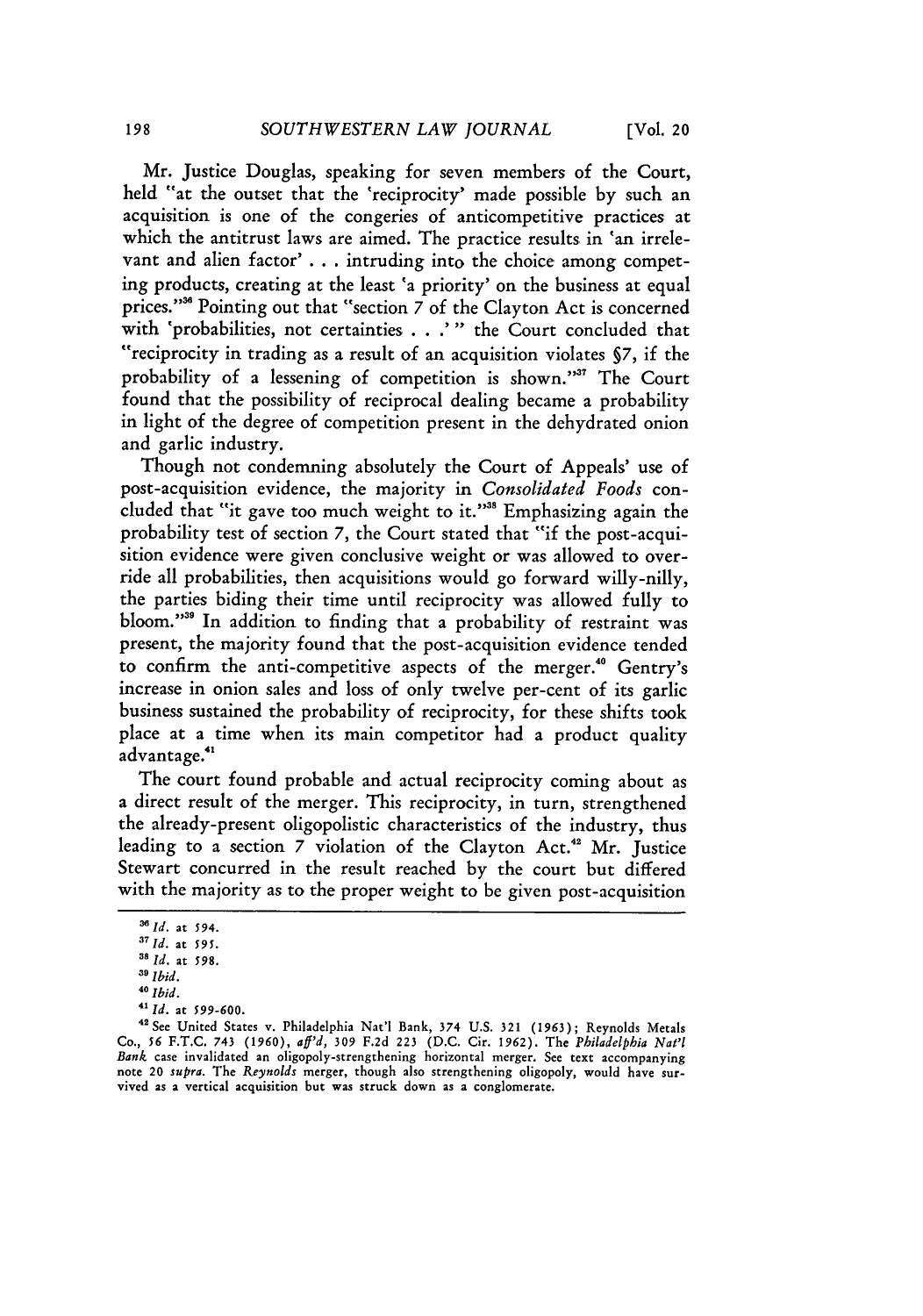Mr. Justice Douglas, speaking for seven members of the Court, held "at the outset that the 'reciprocity' made possible by such an acquisition is one of the congeries of anticompetitive practices at which the antitrust laws are aimed. The practice results in 'an irrelevant and alien factor' . . . intruding into the choice among competing products, creating at the least 'a priority' on the business at equal prices."[36] Pointing out that "section 7 of the Clayton Act is concerned with 'probabilities, not certainties . . .' " the Court concluded that "reciprocity in trading as a result of an acquisition violates §7, if the probability of a lessening of competition is shown."[37] The Court found that the possibility of reciprocal dealing became a probability in light of the degree of competition present in the dehydrated onion and garlic industry.

Though not condemning absolutely the Court of Appeals' use of post-acquisition evidence, the majority in *Consolidated Foods* concluded that "it gave too much weight to it."[38] Emphasizing again the probability test of section 7, the Court stated that "if the post-acquisition evidence were given conclusive weight or was allowed to override all probabilities, then acquisitions would go forward willy-nilly, the parties biding their time until reciprocity was allowed fully to bloom."[39] In addition to finding that a probability of restraint was present, the majority found that the post-acquisition evidence tended to confirm the anti-competitive aspects of the merger.[40] Gentry's increase in onion sales and loss of only twelve per-cent of its garlic business sustained the probability of reciprocity, for these shifts took place at a time when its main competitor had a product quality advantage.[41]

The court found probable and actual reciprocity coming about as a direct result of the merger. This reciprocity, in turn, strengthened the already-present oligopolistic characteristics of the industry, thus leading to a section 7 violation of the Clayton Act.[42] Mr. Justice Stewart concurred in the result reached by the court but differed with the majority as to the proper weight to be given post-acquisition

---

[36] *Id.* at 594.

[37] *Id.* at 595.

[38] *Id.* at 598.

[39] *Ibid.*

[40] *Ibid.*

[41] *Id.* at 599-600.

[42] See United States v. Philadelphia Nat'l Bank, 374 U.S. 321 (1963); Reynolds Metals Co., 56 F.T.C. 743 (1960), *aff'd*, 309 F.2d 223 (D.C. Cir. 1962). The *Philadelphia Nat'l Bank* case invalidated an oligopoly-strengthening horizontal merger. See text accompanying note 20 *supra*. The *Reynolds* merger, though also strengthening oligopoly, would have survived as a vertical acquisition but was struck down as a conglomerate.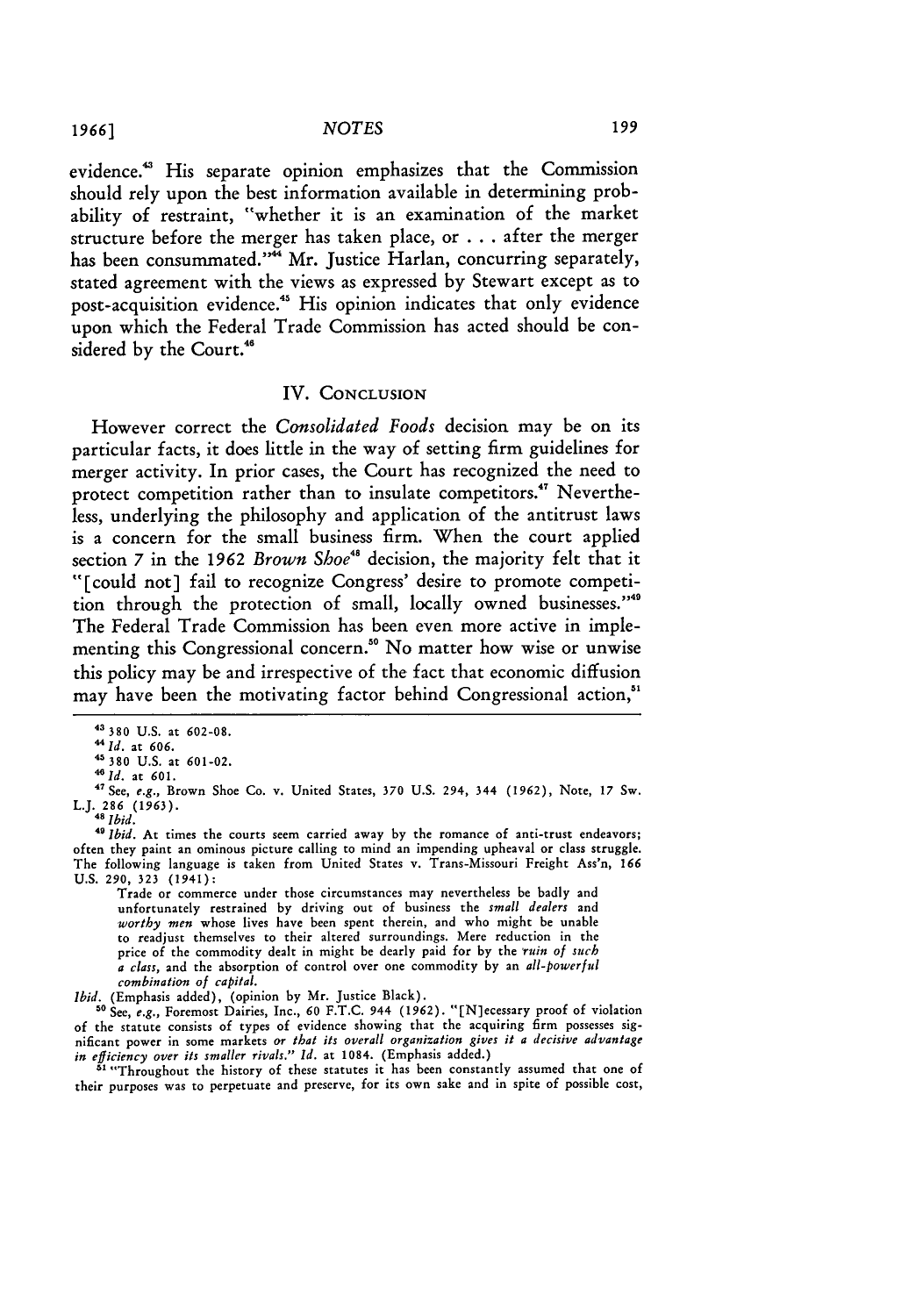evidence.[43] His separate opinion emphasizes that the Commission should rely upon the best information available in determining probability of restraint, "whether it is an examination of the market structure before the merger has taken place, or . . . after the merger has been consummated."[44] Mr. Justice Harlan, concurring separately, stated agreement with the views as expressed by Stewart except as to post-acquisition evidence.[45] His opinion indicates that only evidence upon which the Federal Trade Commission has acted should be considered by the Court.[46]

## IV. Conclusion

However correct the *Consolidated Foods* decision may be on its particular facts, it does little in the way of setting firm guidelines for merger activity. In prior cases, the Court has recognized the need to protect competition rather than to insulate competitors.[47] Nevertheless, underlying the philosophy and application of the antitrust laws is a concern for the small business firm. When the court applied section 7 in the 1962 *Brown Shoe*[48] decision, the majority felt that it "[could not] fail to recognize Congress' desire to promote competition through the protection of small, locally owned businesses."[49] The Federal Trade Commission has been even more active in implementing this Congressional concern.[50] No matter how wise or unwise this policy may be and irrespective of the fact that economic diffusion may have been the motivating factor behind Congressional action,[51]

---

[43] 380 U.S. at 602-08.

[44] *Id.* at 606.

[45] 380 U.S. at 601-02.

[46] *Id.* at 601.

[47] See, *e.g.*, Brown Shoe Co. v. United States, 370 U.S. 294, 344 (1962), Note, 17 Sw. L.J. 286 (1963).

[48] *Ibid.*

[49] *Ibid.* At times the courts seem carried away by the romance of anti-trust endeavors; often they paint an ominous picture calling to mind an impending upheaval or class struggle. The following language is taken from United States v. Trans-Missouri Freight Ass'n, 166 U.S. 290, 323 (1941):

> Trade or commerce under those circumstances may nevertheless be badly and unfortunately restrained by driving out of business the *small dealers* and *worthy men* whose lives have been spent therein, and who might be unable to readjust themselves to their altered surroundings. Mere reduction in the price of the commodity dealt in might be dearly paid for by the *ruin of such a class*, and the absorption of control over one commodity by an *all-powerful combination of capital.*

*Ibid.* (Emphasis added), (opinion by Mr. Justice Black).

[50] See, *e.g.*, Foremost Dairies, Inc., 60 F.T.C. 944 (1962). "[N]ecessary proof of violation of the statute consists of types of evidence showing that the acquiring firm possesses significant power in some markets *or that its overall organization gives it a decisive advantage in efficiency over its smaller rivals.*" *Id.* at 1084. (Emphasis added.)

[51] "Throughout the history of these statutes it has been constantly assumed that one of their purposes was to perpetuate and preserve, for its own sake and in spite of possible cost,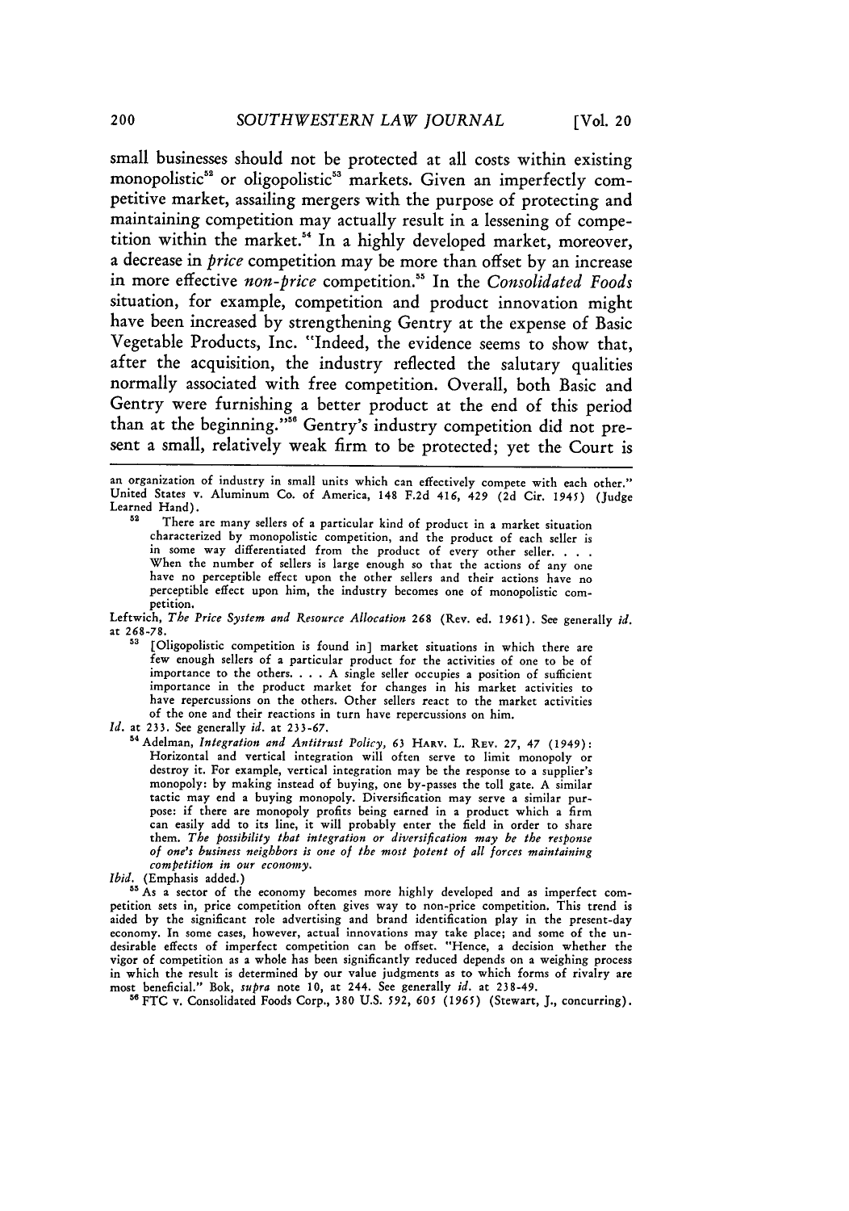small businesses should not be protected at all costs within existing monopolistic[52] or oligopolistic[53] markets. Given an imperfectly competitive market, assailing mergers with the purpose of protecting and maintaining competition may actually result in a lessening of competition within the market.[54] In a highly developed market, moreover, a decrease in *price* competition may be more than offset by an increase in more effective *non-price* competition.[55] In the *Consolidated Foods* situation, for example, competition and product innovation might have been increased by strengthening Gentry at the expense of Basic Vegetable Products, Inc. "Indeed, the evidence seems to show that, after the acquisition, the industry reflected the salutary qualities normally associated with free competition. Overall, both Basic and Gentry were furnishing a better product at the end of this period than at the beginning."[56] Gentry's industry competition did not present a small, relatively weak firm to be protected; yet the Court is

---

an organization of industry in small units which can effectively compete with each other." United States v. Aluminum Co. of America, 148 F.2d 416, 429 (2d Cir. 1945) (Judge Learned Hand).

[52] There are many sellers of a particular kind of product in a market situation characterized by monopolistic competition, and the product of each seller is in some way differentiated from the product of every other seller. . . . When the number of sellers is large enough so that the actions of any one have no perceptible effect upon the other sellers and their actions have no perceptible effect upon him, the industry becomes one of monopolistic competition.

Leftwich, *The Price System and Resource Allocation* 268 (Rev. ed. 1961). See generally *id.* at 268-78.

[53] [Oligopolistic competition is found in] market situations in which there are few enough sellers of a particular product for the activities of one to be of importance to the others. . . . A single seller occupies a position of sufficient importance in the product market for changes in his market activities to have repercussions on the others. Other sellers react to the market activities of the one and their reactions in turn have repercussions on him.

*Id.* at 233. See generally *id.* at 233-67.

[54] Adelman, *Integration and Antitrust Policy*, 63 HARV. L. REV. 27, 47 (1949):

Horizontal and vertical integration will often serve to limit monopoly or destroy it. For example, vertical integration may be the response to a supplier's monopoly: by making instead of buying, one by-passes the toll gate. A similar tactic may end a buying monopoly. Diversification may serve a similar purpose: if there are monopoly profits being earned in a product which a firm can easily add to its line, it will probably enter the field in order to share them. *The possibility that integration or diversification may be the response of one's business neighbors is one of the most potent of all forces maintaining competition in our economy.*

*Ibid.* (Emphasis added.)

[55] As a sector of the economy becomes more highly developed and as imperfect competition sets in, price competition often gives way to non-price competition. This trend is aided by the significant role advertising and brand identification play in the present-day economy. In some cases, however, actual innovations may take place; and some of the undesirable effects of imperfect competition can be offset. "Hence, a decision whether the vigor of competition as a whole has been significantly reduced depends on a weighing process in which the result is determined by our value judgments as to which forms of rivalry are most beneficial." Bok, *supra* note 10, at 244. See generally *id.* at 238-49.

[56] FTC v. Consolidated Foods Corp., 380 U.S. 592, 605 (1965) (Stewart, J., concurring).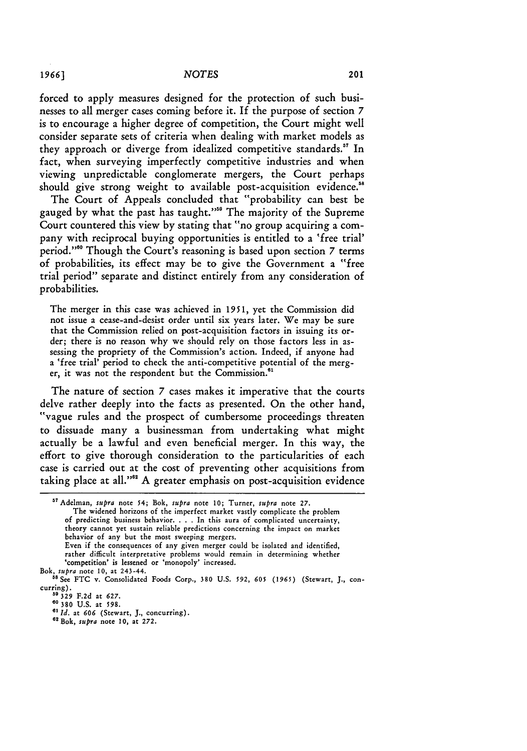forced to apply measures designed for the protection of such businesses to all merger cases coming before it. If the purpose of section 7 is to encourage a higher degree of competition, the Court might well consider separate sets of criteria when dealing with market models as they approach or diverge from idealized competitive standards.[57] In fact, when surveying imperfectly competitive industries and when viewing unpredictable conglomerate mergers, the Court perhaps should give strong weight to available post-acquisition evidence.[58]

The Court of Appeals concluded that "probability can best be gauged by what the past has taught."[59] The majority of the Supreme Court countered this view by stating that "no group acquiring a company with reciprocal buying opportunities is entitled to a 'free trial' period."[60] Though the Court's reasoning is based upon section 7 terms of probabilities, its effect may be to give the Government a "free trial period" separate and distinct entirely from any consideration of probabilities.

> The merger in this case was achieved in 1951, yet the Commission did not issue a cease-and-desist order until six years later. We may be sure that the Commission relied on post-acquisition factors in issuing its order; there is no reason why we should rely on those factors less in assessing the propriety of the Commission's action. Indeed, if anyone had a 'free trial' period to check the anti-competitive potential of the merger, it was not the respondent but the Commission.[61]

The nature of section 7 cases makes it imperative that the courts delve rather deeply into the facts as presented. On the other hand, "vague rules and the prospect of cumbersome proceedings threaten to dissuade many a businessman from undertaking what might actually be a lawful and even beneficial merger. In this way, the effort to give thorough consideration to the particularities of each case is carried out at the cost of preventing other acquisitions from taking place at all."[62] A greater emphasis on post-acquisition evidence

---

[57] Adelman, *supra* note 54; Bok, *supra* note 10; Turner, *supra* note 27.

> The widened horizons of the imperfect market vastly complicate the problem of predicting business behavior. . . . In this aura of complicated uncertainty, theory cannot yet sustain reliable predictions concerning the impact on market behavior of any but the most sweeping mergers.
>
> Even if the consequences of any given merger could be isolated and identified, rather difficult interpretative problems would remain in determining whether 'competition' is lessened or 'monopoly' increased.

Bok, *supra* note 10, at 243-44.

[58] See FTC v. Consolidated Foods Corp., 380 U.S. 592, 605 (1965) (Stewart, J., concurring).

[59] 329 F.2d at 627.

[60] 380 U.S. at 598.

[61] *Id.* at 606 (Stewart, J., concurring).

[62] Bok, *supra* note 10, at 272.